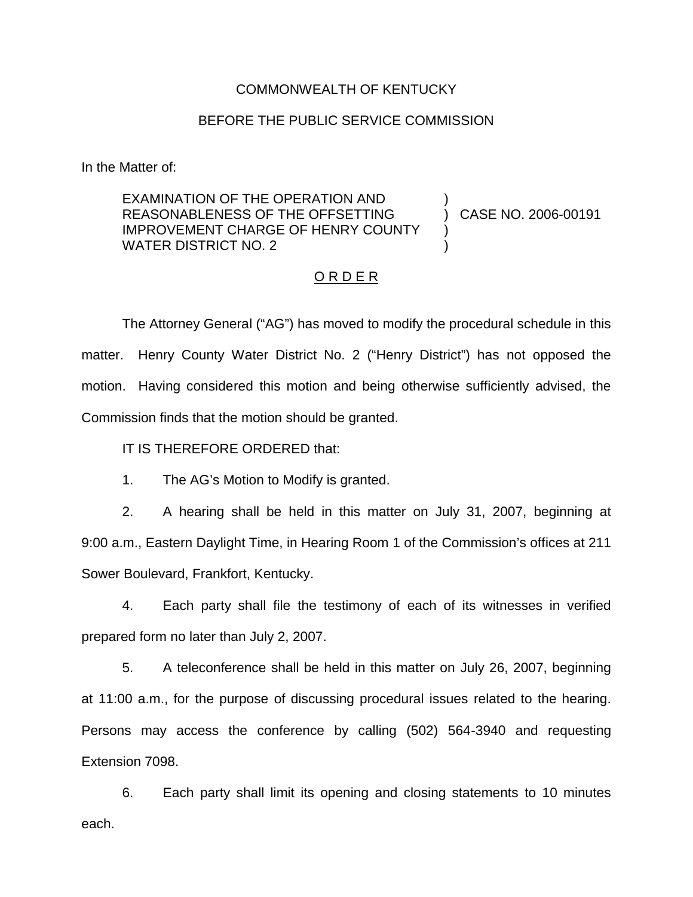COMMONWEALTH OF KENTUCKY

BEFORE THE PUBLIC SERVICE COMMISSION

In the Matter of:

EXAMINATION OF THE OPERATION AND REASONABLENESS OF THE OFFSETTING IMPROVEMENT CHARGE OF HENRY COUNTY WATER DISTRICT NO. 2 ) CASE NO. 2006-00191

O R D E R

The Attorney General ("AG") has moved to modify the procedural schedule in this matter. Henry County Water District No. 2 ("Henry District") has not opposed the motion. Having considered this motion and being otherwise sufficiently advised, the Commission finds that the motion should be granted.

IT IS THEREFORE ORDERED that:

1. The AG's Motion to Modify is granted.

2. A hearing shall be held in this matter on July 31, 2007, beginning at 9:00 a.m., Eastern Daylight Time, in Hearing Room 1 of the Commission's offices at 211 Sower Boulevard, Frankfort, Kentucky.

4. Each party shall file the testimony of each of its witnesses in verified prepared form no later than July 2, 2007.

5. A teleconference shall be held in this matter on July 26, 2007, beginning at 11:00 a.m., for the purpose of discussing procedural issues related to the hearing. Persons may access the conference by calling (502) 564-3940 and requesting Extension 7098.

6. Each party shall limit its opening and closing statements to 10 minutes each.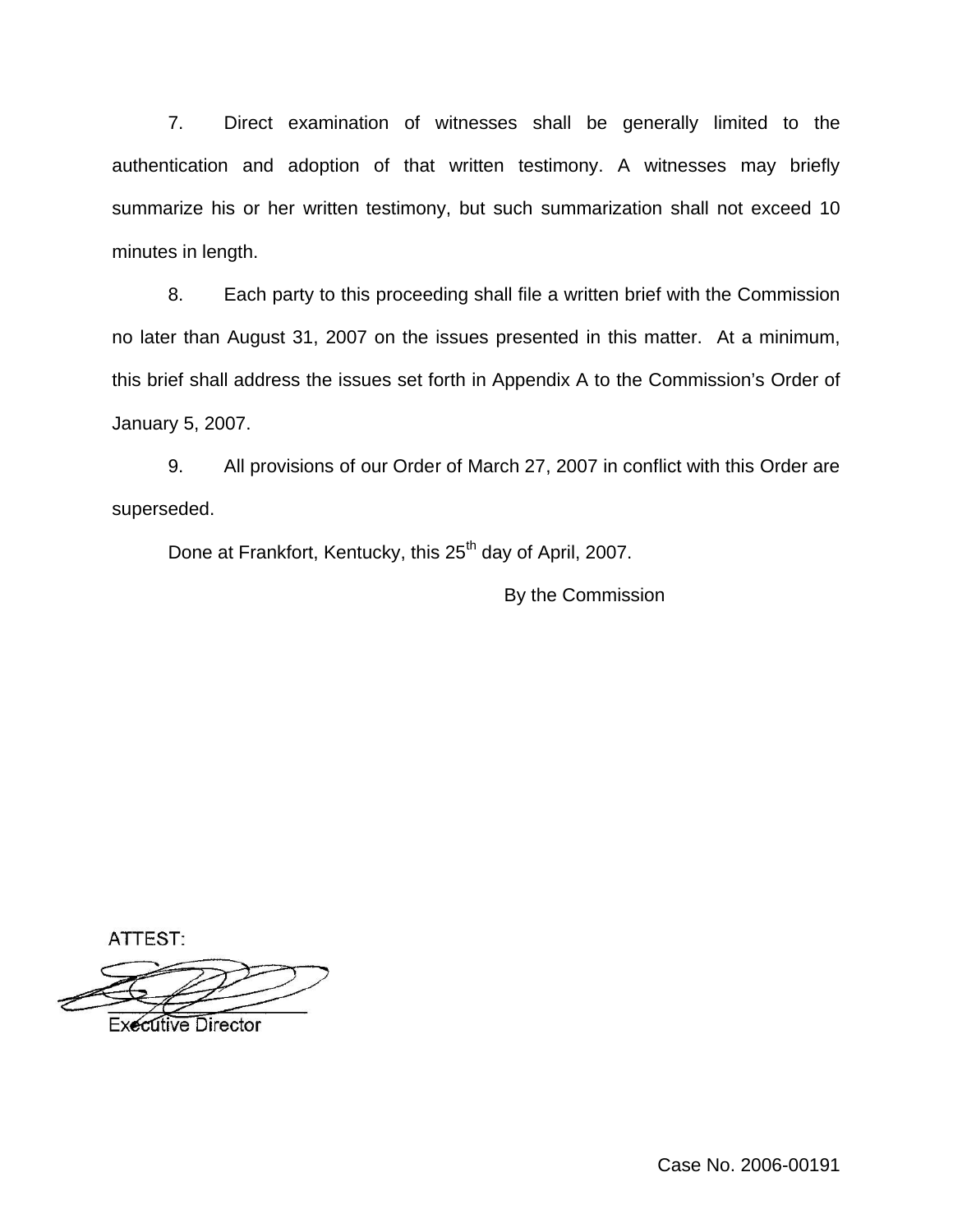7. Direct examination of witnesses shall be generally limited to the authentication and adoption of that written testimony. A witnesses may briefly summarize his or her written testimony, but such summarization shall not exceed 10 minutes in length.

8. Each party to this proceeding shall file a written brief with the Commission no later than August 31, 2007 on the issues presented in this matter. At a minimum, this brief shall address the issues set forth in Appendix A to the Commission's Order of January 5, 2007.

9. All provisions of our Order of March 27, 2007 in conflict with this Order are superseded.

Done at Frankfort, Kentucky, this 25th day of April, 2007.

By the Commission

ATTEST:

Executive Director

Case No. 2006-00191